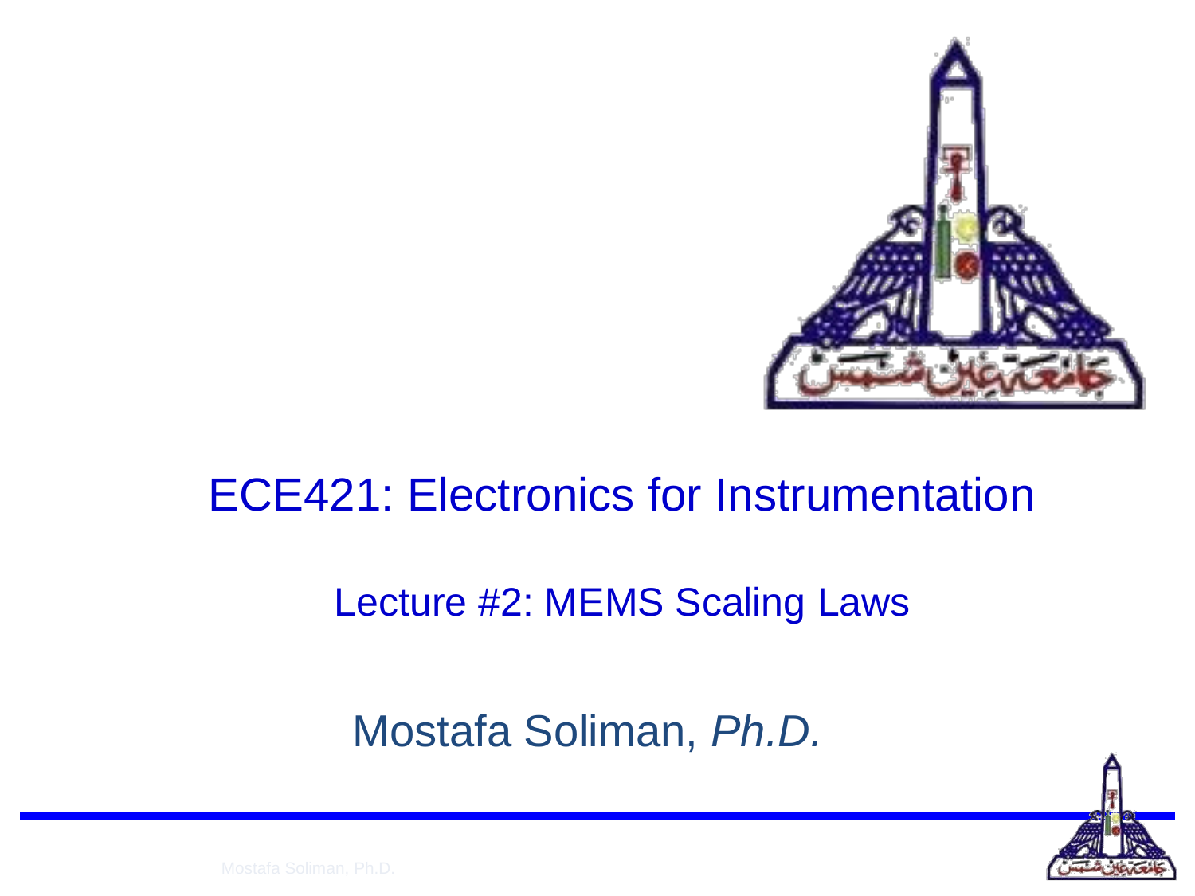# ECE421: Electronics for Instrumentation

## Lecture #2: MEMS Scaling Laws

Mostafa Soliman, *Ph.D.*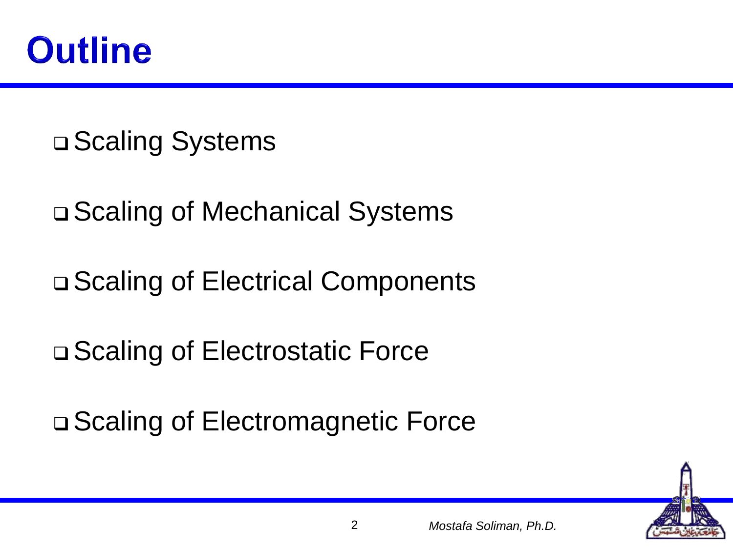# Outline

- Scaling Systems
- Scaling of Mechanical Systems
- Scaling of Electrical Components
- Scaling of Electrostatic Force
- Scaling of Electromagnetic Force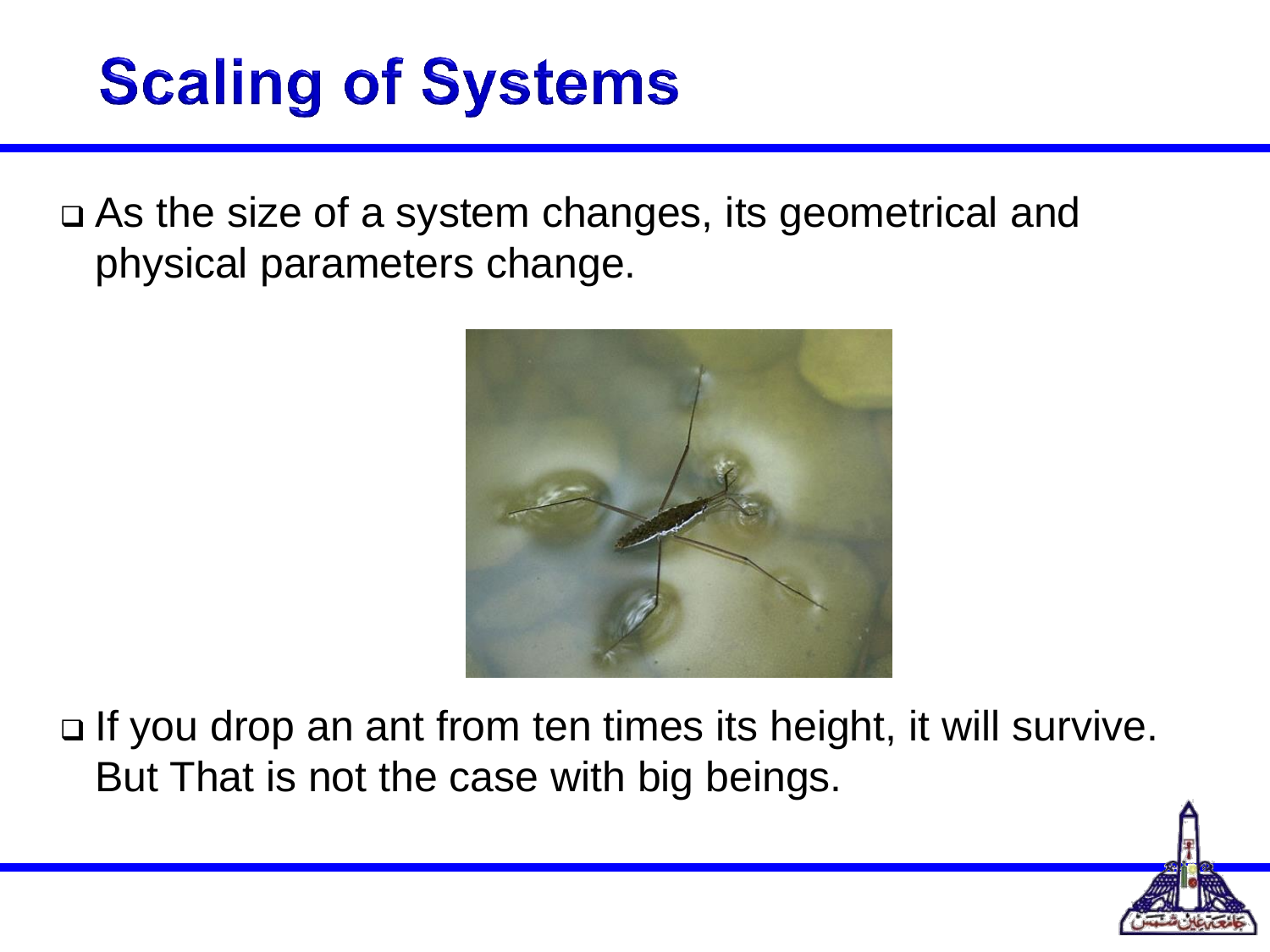# Scaling of Systems

- As the size of a system changes, its geometrical and physical parameters change.

- If you drop an ant from ten times its height, it will survive. But That is not the case with big beings.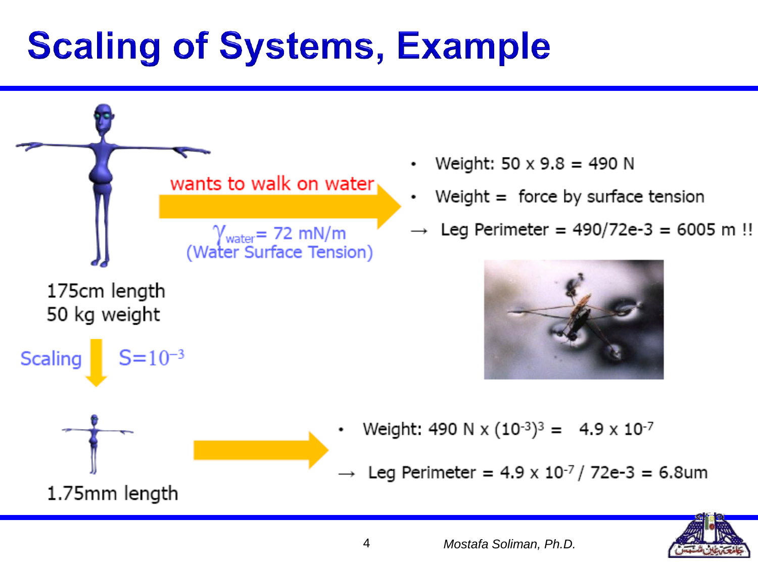# Scaling of Systems, Example

wants to walk on water

$\gamma_{water}$ = 72 mN/m
(Water Surface Tension)

175cm length
50 kg weight

Scaling $S = 10^{-3}$

1.75mm length

- Weight: 50 x 9.8 = 490 N
- Weight = force by surface tension

→ Leg Perimeter = 490/72e-3 = 6005 m !!

- Weight: 490 N x $(10^{-3})^3$ = $4.9 \times 10^{-7}$

→ Leg Perimeter = $4.9 \times 10^{-7}$ / 72e-3 = 6.8um

*Mostafa Soliman, Ph.D.*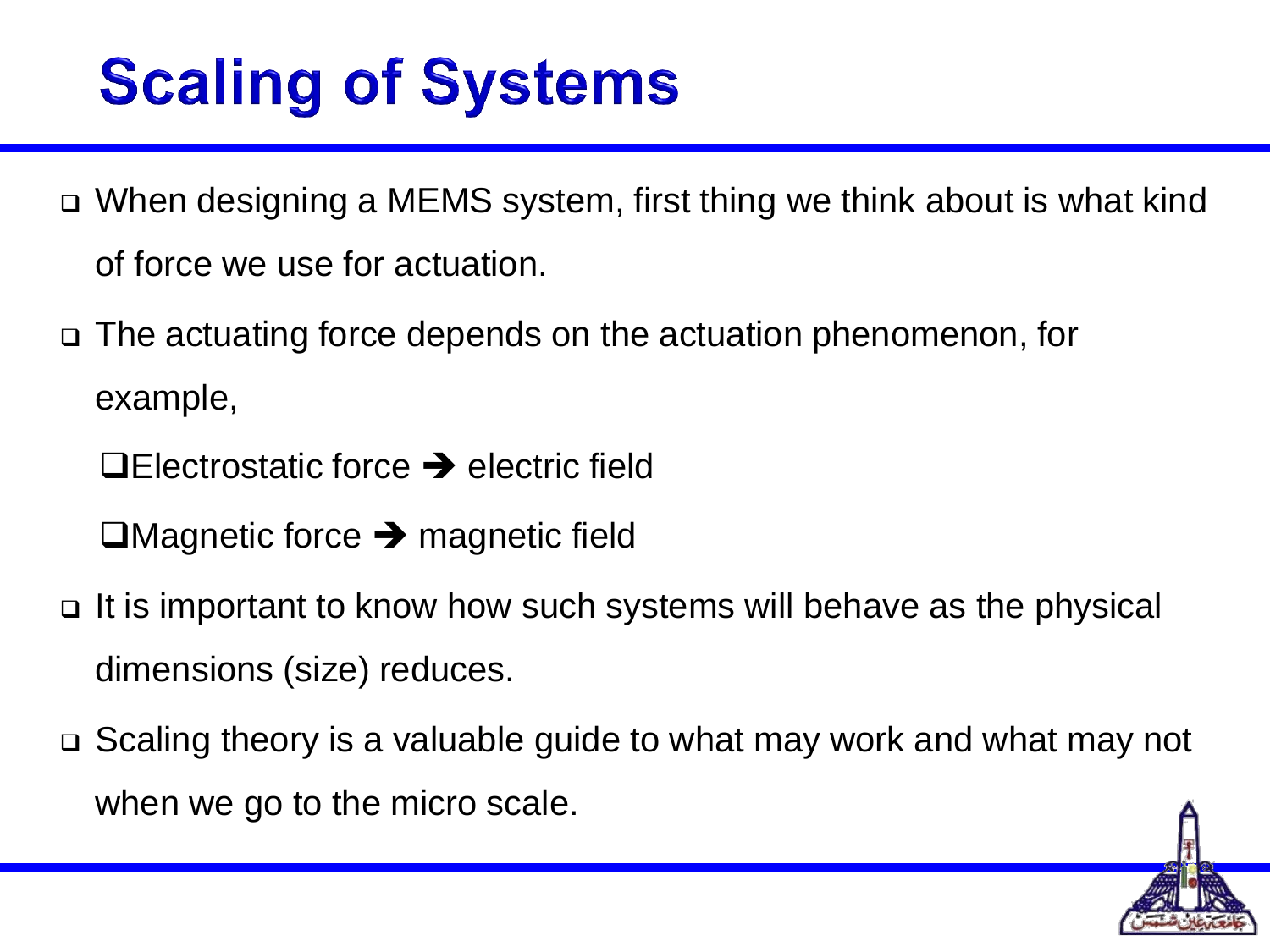# Scaling of Systems

- When designing a MEMS system, first thing we think about is what kind of force we use for actuation.
- The actuating force depends on the actuation phenomenon, for example,
  - Electrostatic force ➔ electric field
  - Magnetic force ➔ magnetic field
- It is important to know how such systems will behave as the physical dimensions (size) reduces.
- Scaling theory is a valuable guide to what may work and what may not when we go to the micro scale.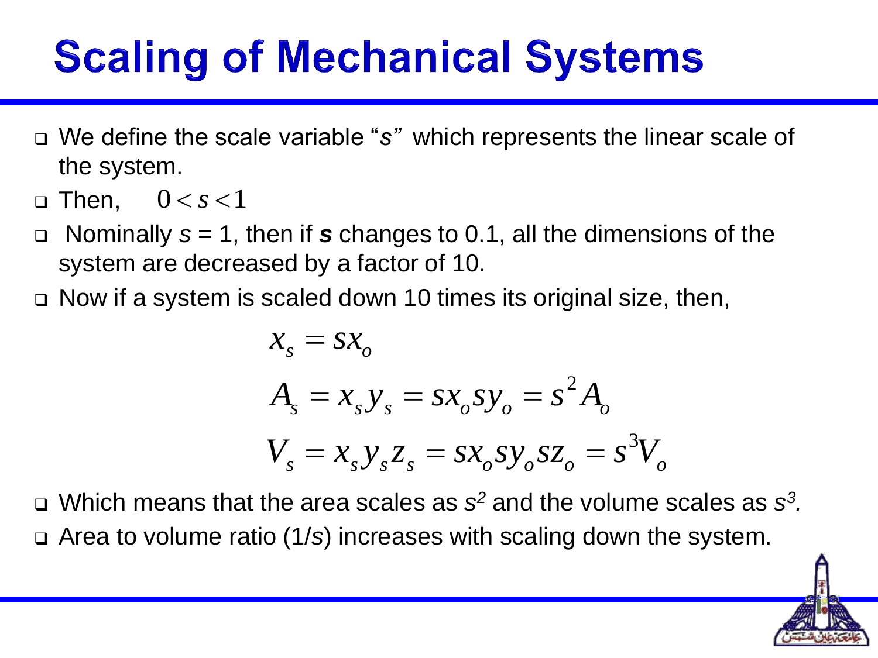# Scaling of Mechanical Systems

- We define the scale variable "*s*" which represents the linear scale of the system.
- Then, $0 < s < 1$
- Nominally *s* = 1, then if ***s*** changes to 0.1, all the dimensions of the system are decreased by a factor of 10.
- Now if a system is scaled down 10 times its original size, then,

$$x_s = s x_o$$

$$A_s = x_s y_s = s x_o s y_o = s^2 A_o$$

$$V_s = x_s y_s z_s = s x_o s y_o s z_o = s^3 V_o$$

- Which means that the area scales as $s^2$ and the volume scales as $s^3$.
- Area to volume ratio (1/*s*) increases with scaling down the system.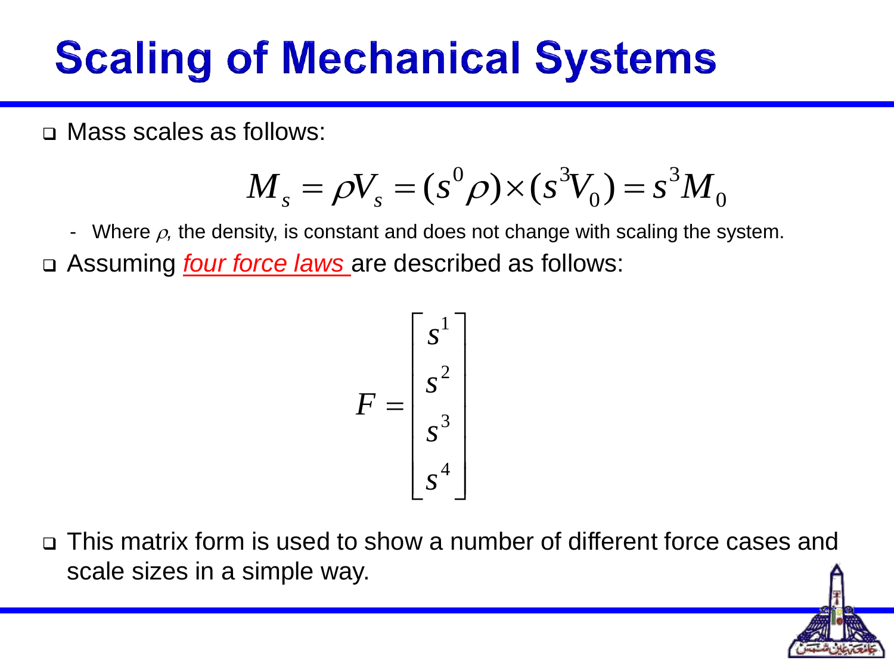# Scaling of Mechanical Systems

- Mass scales as follows:

$$M_s = \rho V_s = (s^0 \rho) \times (s^3 V_0) = s^3 M_0$$

  - Where $\rho$, the density, is constant and does not change with scaling the system.

- Assuming *four force laws* are described as follows:

$$F = \begin{bmatrix} s^1 \\ s^2 \\ s^3 \\ s^4 \end{bmatrix}$$

- This matrix form is used to show a number of different force cases and scale sizes in a simple way.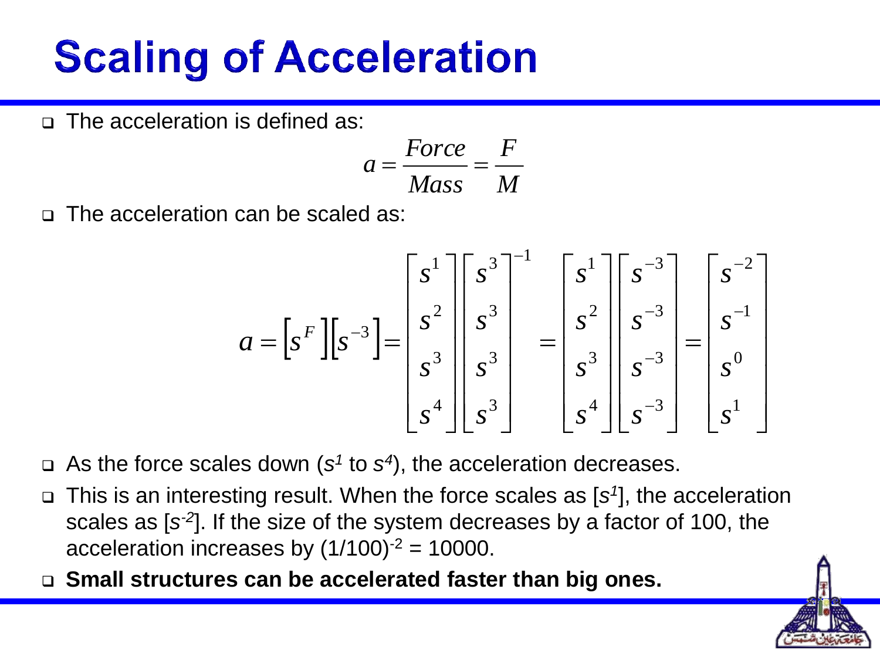# Scaling of Acceleration

- The acceleration is defined as:

$$a = \frac{Force}{Mass} = \frac{F}{M}$$

- The acceleration can be scaled as:

$$a = \left[s^F\right]\left[s^{-3}\right] = \begin{bmatrix} s^1 \\ s^2 \\ s^3 \\ s^4 \end{bmatrix} \begin{bmatrix} s^3 \\ s^3 \\ s^3 \\ s^3 \end{bmatrix}^{-1} = \begin{bmatrix} s^1 \\ s^2 \\ s^3 \\ s^4 \end{bmatrix} \begin{bmatrix} s^{-3} \\ s^{-3} \\ s^{-3} \\ s^{-3} \end{bmatrix} = \begin{bmatrix} s^{-2} \\ s^{-1} \\ s^0 \\ s^1 \end{bmatrix}$$

- As the force scales down ($s^1$ to $s^4$), the acceleration decreases.
- This is an interesting result. When the force scales as [$s^1$], the acceleration scales as [$s^{-2}$]. If the size of the system decreases by a factor of 100, the acceleration increases by $(1/100)^{-2} = 10000$.
- **Small structures can be accelerated faster than big ones.**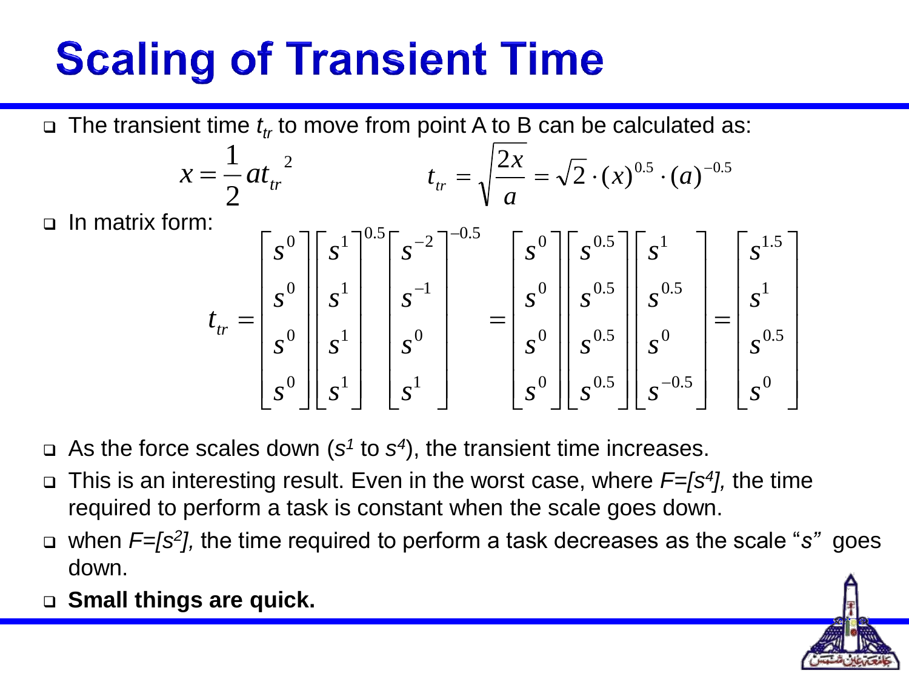# Scaling of Transient Time

- The transient time $t_{tr}$ to move from point A to B can be calculated as:

$$x = \frac{1}{2} a t_{tr}^{2} \qquad\qquad t_{tr} = \sqrt{\frac{2x}{a}} = \sqrt{2} \cdot (x)^{0.5} \cdot (a)^{-0.5}$$

- In matrix form:

$$t_{tr} = \begin{bmatrix} s^0 \\ s^0 \\ s^0 \\ s^0 \end{bmatrix} \begin{bmatrix} s^1 \\ s^1 \\ s^1 \\ s^1 \end{bmatrix}^{0.5} \begin{bmatrix} s^{-2} \\ s^{-1} \\ s^0 \\ s^1 \end{bmatrix}^{-0.5} = \begin{bmatrix} s^0 \\ s^0 \\ s^0 \\ s^0 \end{bmatrix} \begin{bmatrix} s^{0.5} \\ s^{0.5} \\ s^{0.5} \\ s^{0.5} \end{bmatrix} \begin{bmatrix} s^1 \\ s^{0.5} \\ s^0 \\ s^{-0.5} \end{bmatrix} = \begin{bmatrix} s^{1.5} \\ s^1 \\ s^{0.5} \\ s^0 \end{bmatrix}$$

- As the force scales down ($s^1$ to $s^4$), the transient time increases.
- This is an interesting result. Even in the worst case, where *$F=[s^4]$,* the time required to perform a task is constant when the scale goes down.
- when *$F=[s^2]$,* the time required to perform a task decreases as the scale "*s*" goes down.
- **Small things are quick.**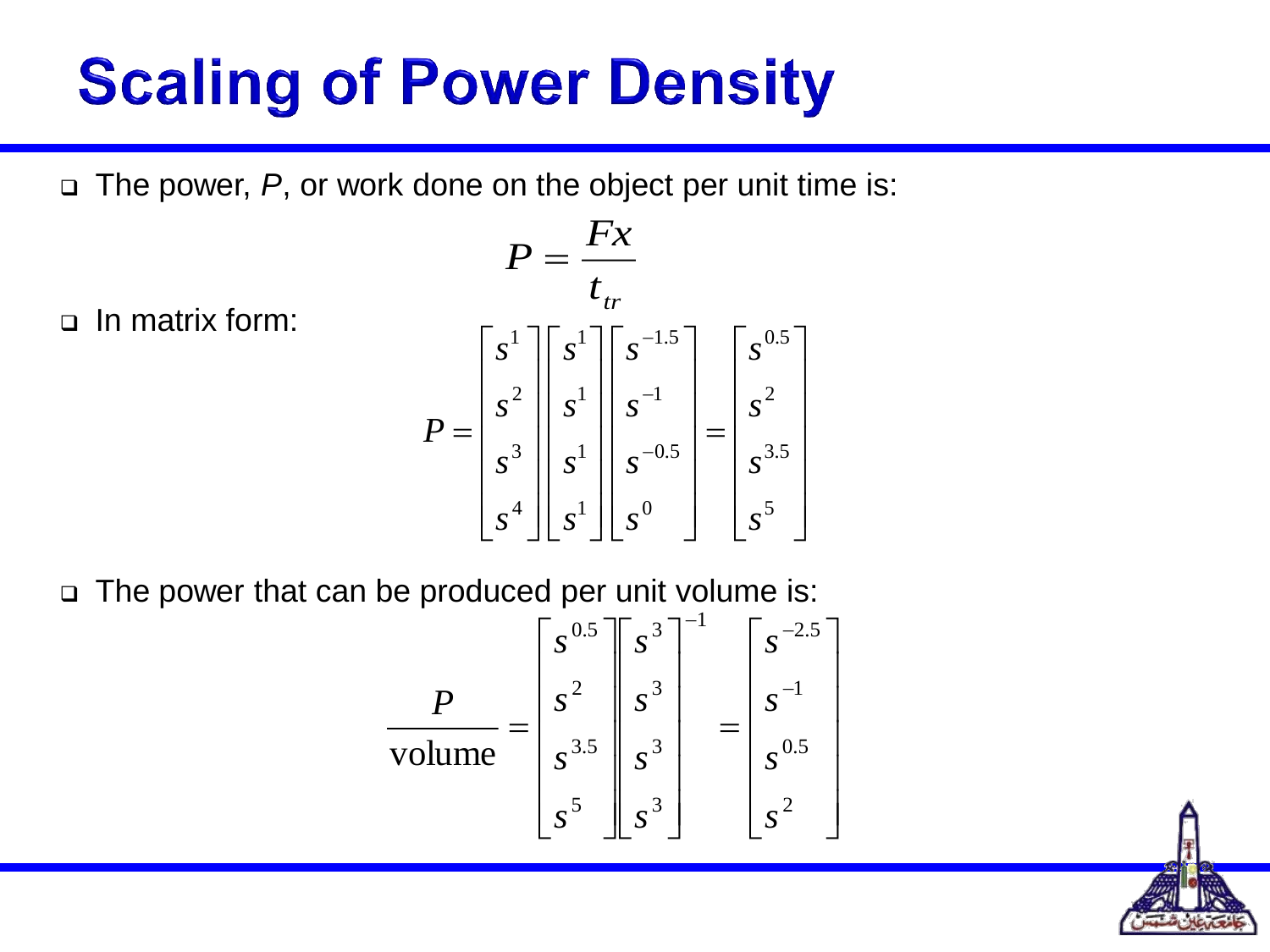# Scaling of Power Density

- The power, $P$, or work done on the object per unit time is:

$$P = \frac{Fx}{t_{tr}}$$

- In matrix form:

$$P = \begin{bmatrix} s^1 \\ s^2 \\ s^3 \\ s^4 \end{bmatrix} \begin{bmatrix} s^1 \\ s^1 \\ s^1 \\ s^1 \end{bmatrix} \begin{bmatrix} s^{-1.5} \\ s^{-1} \\ s^{-0.5} \\ s^0 \end{bmatrix} = \begin{bmatrix} s^{0.5} \\ s^2 \\ s^{3.5} \\ s^5 \end{bmatrix}$$

- The power that can be produced per unit volume is:

$$\frac{P}{\text{volume}} = \begin{bmatrix} s^{0.5} \\ s^2 \\ s^{3.5} \\ s^5 \end{bmatrix} \begin{bmatrix} s^3 \\ s^3 \\ s^3 \\ s^3 \end{bmatrix}^{-1} = \begin{bmatrix} s^{-2.5} \\ s^{-1} \\ s^{0.5} \\ s^2 \end{bmatrix}$$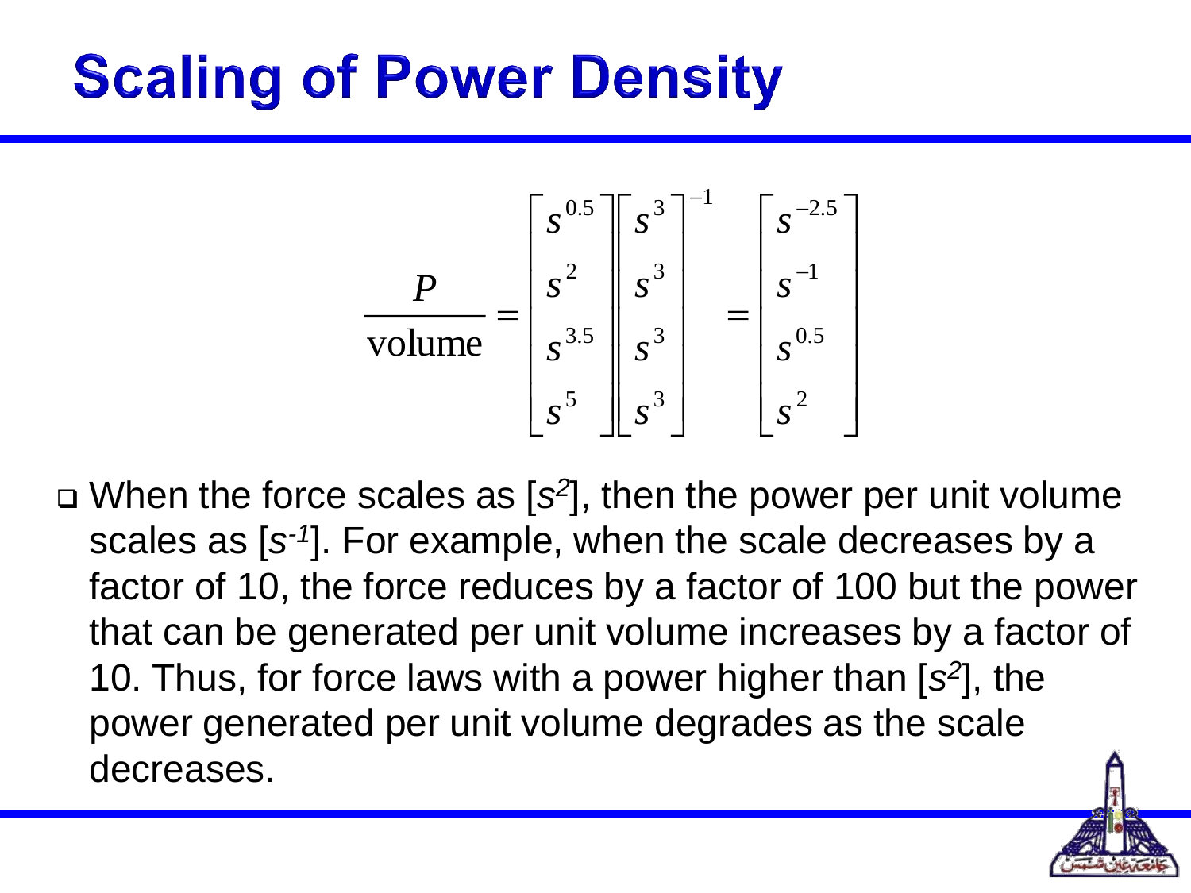# Scaling of Power Density

$$\frac{P}{\text{volume}} = \begin{bmatrix} s^{0.5} \\ s^{2} \\ s^{3.5} \\ s^{5} \end{bmatrix} \begin{bmatrix} s^{3} \\ s^{3} \\ s^{3} \\ s^{3} \end{bmatrix}^{-1} = \begin{bmatrix} s^{-2.5} \\ s^{-1} \\ s^{0.5} \\ s^{2} \end{bmatrix}$$

- When the force scales as [$s^2$], then the power per unit volume scales as [$s^{-1}$]. For example, when the scale decreases by a factor of 10, the force reduces by a factor of 100 but the power that can be generated per unit volume increases by a factor of 10. Thus, for force laws with a power higher than [$s^2$], the power generated per unit volume degrades as the scale decreases.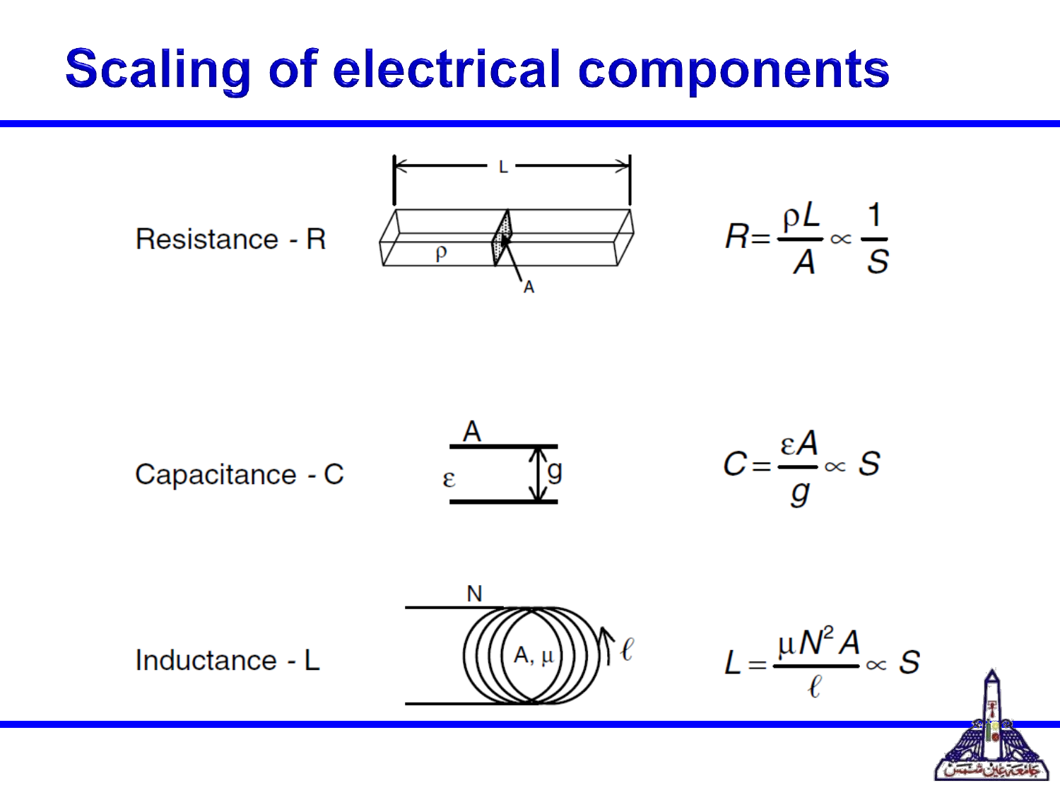# Scaling of electrical components

Resistance - R

$$R = \frac{\rho L}{A} \propto \frac{1}{S}$$

Capacitance - C

$$C = \frac{\varepsilon A}{g} \propto S$$

Inductance - L

$$L = \frac{\mu N^2 A}{\ell} \propto S$$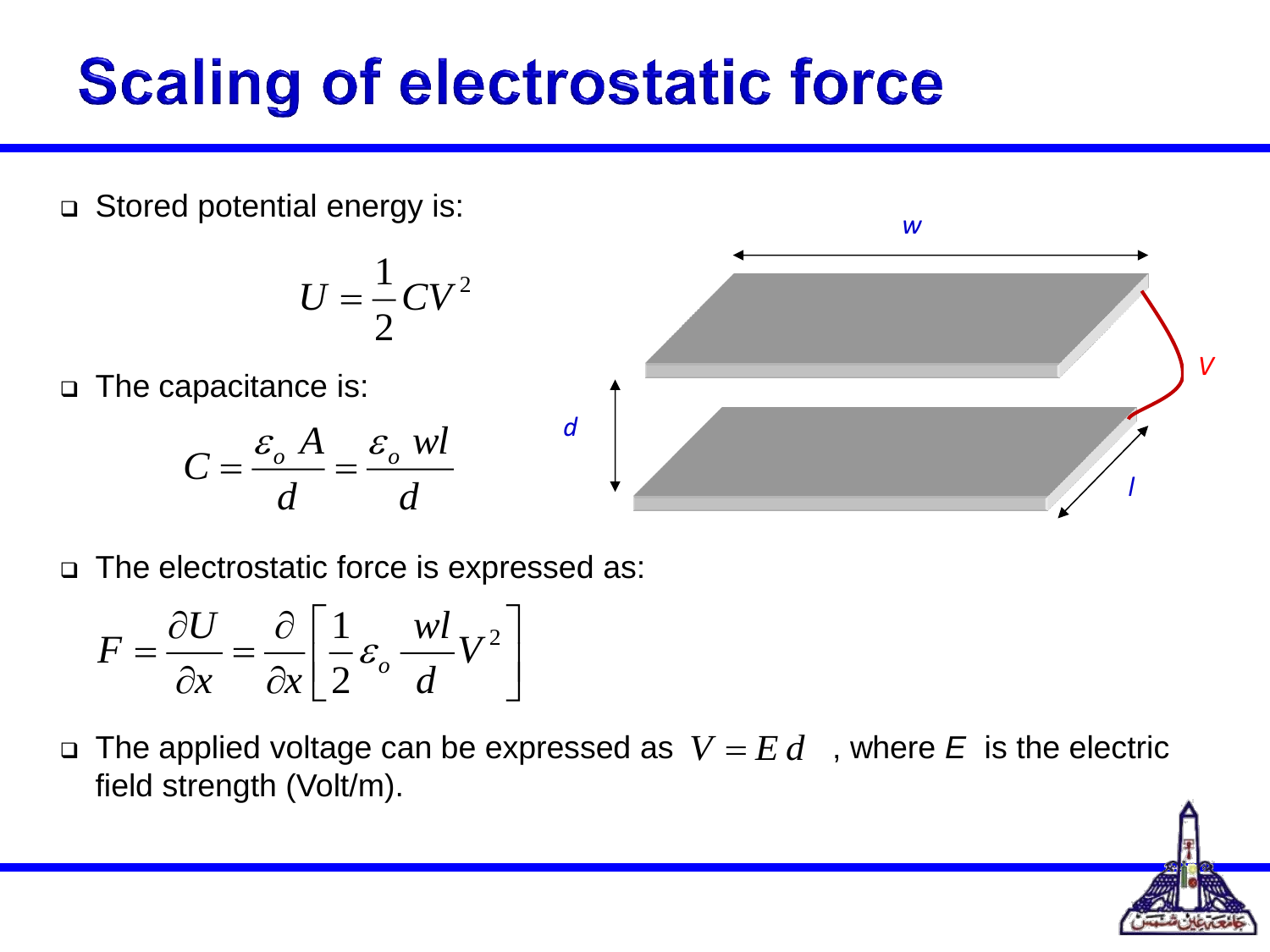# Scaling of electrostatic force

- Stored potential energy is:

$$U = \frac{1}{2} C V^2$$

- The capacitance is:

$$C = \frac{\varepsilon_o A}{d} = \frac{\varepsilon_o wl}{d}$$

- The electrostatic force is expressed as:

$$F = \frac{\partial U}{\partial x} = \frac{\partial}{\partial x}\left[\frac{1}{2}\varepsilon_o \frac{wl}{d} V^2\right]$$

- The applied voltage can be expressed as $V = E\,d$ , where $E$ is the electric field strength (Volt/m).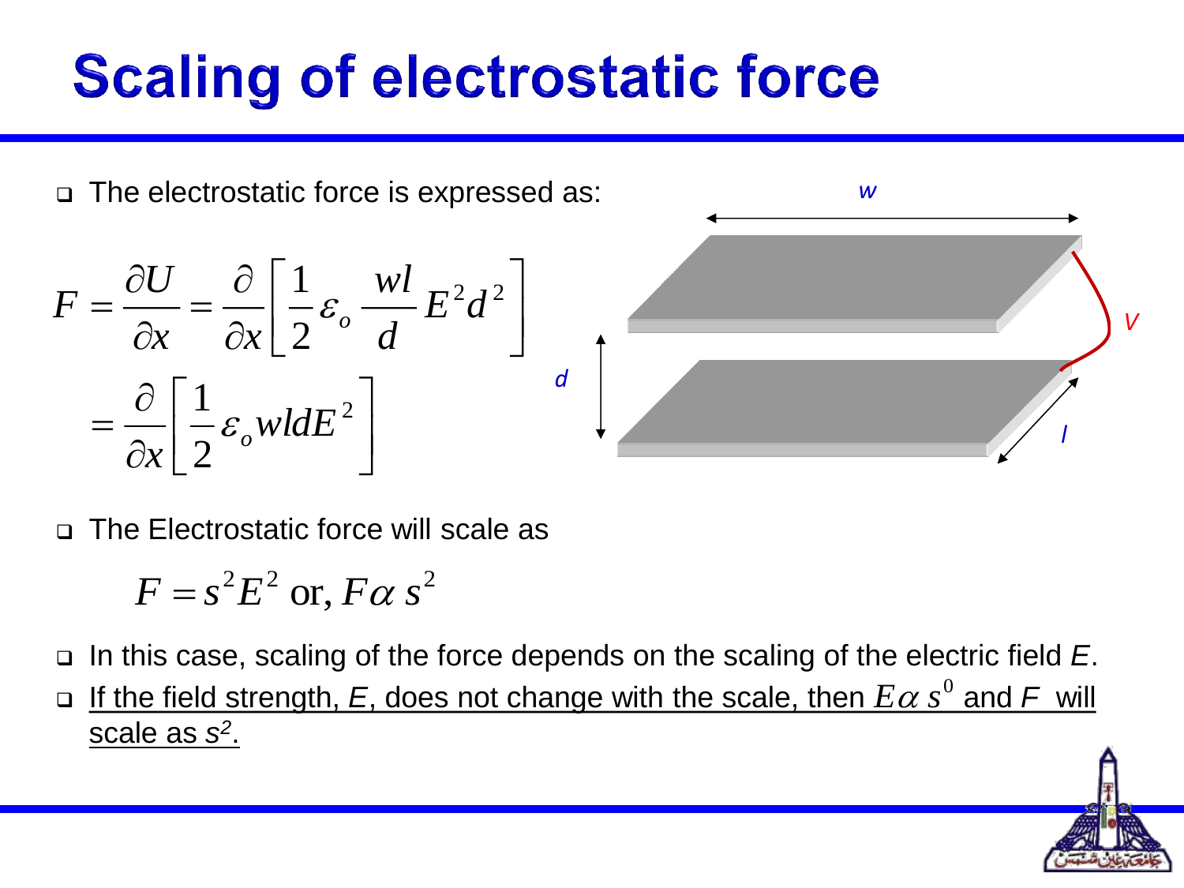# Scaling of electrostatic force

- The electrostatic force is expressed as:

$$F = \frac{\partial U}{\partial x} = \frac{\partial}{\partial x}\left[\frac{1}{2}\varepsilon_o \frac{wl}{d} E^2 d^2\right]$$

$$= \frac{\partial}{\partial x}\left[\frac{1}{2}\varepsilon_o wldE^2\right]$$

- The Electrostatic force will scale as

$$F = s^2 E^2 \text{ or, } F \alpha\, s^2$$

- In this case, scaling of the force depends on the scaling of the electric field *E*.
- If the field strength, *E*, does not change with the scale, then $E \alpha\, s^0$ and *F* will scale as $s^2$.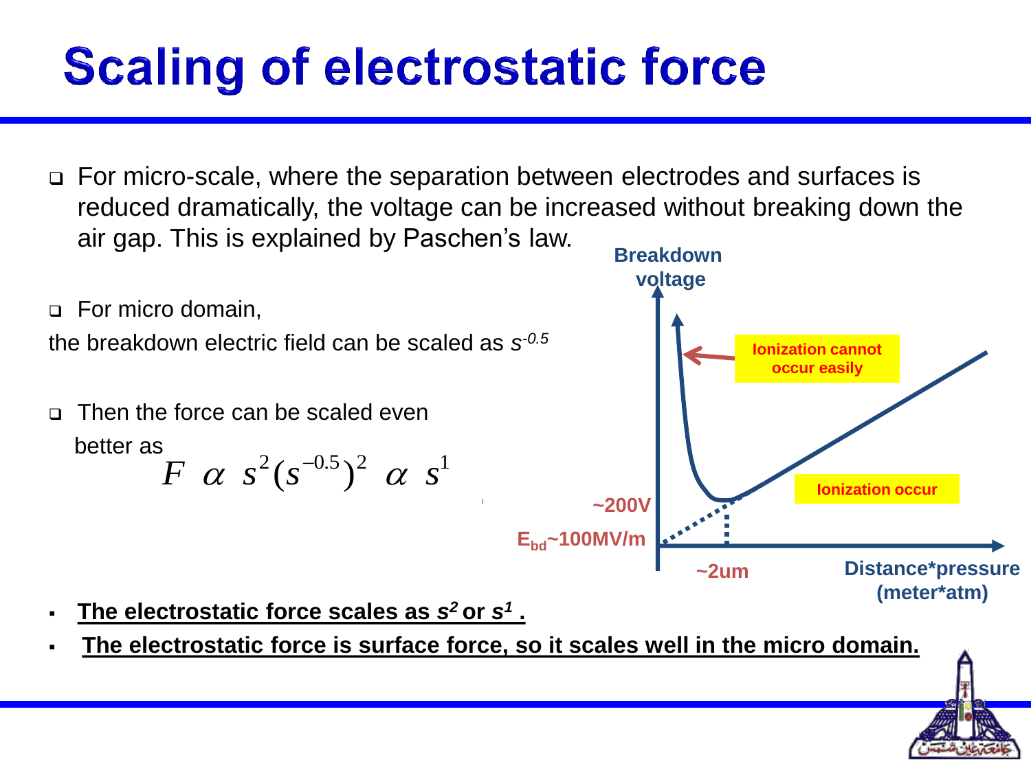# Scaling of electrostatic force

- For micro-scale, where the separation between electrodes and surfaces is reduced dramatically, the voltage can be increased without breaking down the air gap. This is explained by Paschen's law.

- For micro domain,

the breakdown electric field can be scaled as $s^{-0.5}$

- Then the force can be scaled even better as

$$F \;\alpha\; s^2 (s^{-0.5})^2 \;\alpha\; s^1$$

Breakdown voltage

Ionization cannot occur easily

Ionization occur

~200V

$E_{bd}$~100MV/m

~2um

Distance*pressure (meter*atm)

- **<u>The electrostatic force scales as $s^2$ or $s^1$ .</u>**
- **<u>The electrostatic force is surface force, so it scales well in the micro domain.</u>**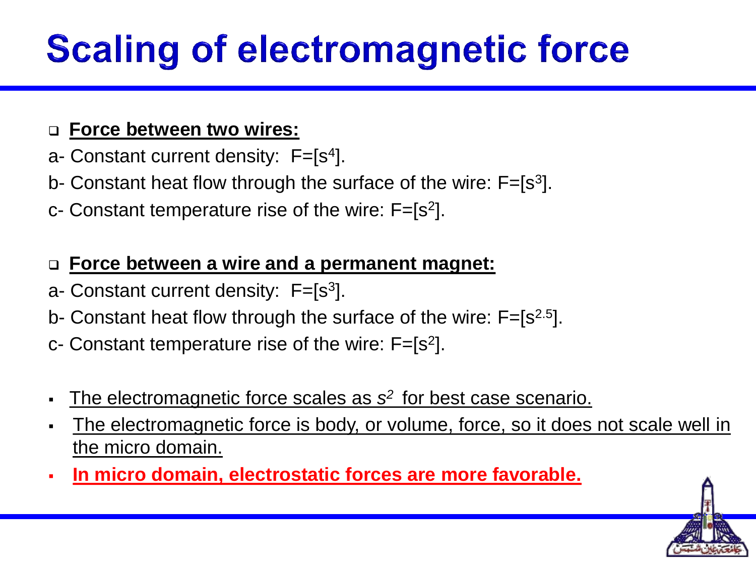# Scaling of electromagnetic force

- **<u>Force between two wires:</u>**

a- Constant current density: $F=[s^4]$.

b- Constant heat flow through the surface of the wire: $F=[s^3]$.

c- Constant temperature rise of the wire: $F=[s^2]$.

- **<u>Force between a wire and a permanent magnet:</u>**

a- Constant current density: $F=[s^3]$.

b- Constant heat flow through the surface of the wire: $F=[s^{2.5}]$.

c- Constant temperature rise of the wire: $F=[s^2]$.

- <u>The electromagnetic force scales as $s^2$ for best case scenario.</u>
- <u>The electromagnetic force is body, or volume, force, so it does not scale well in the micro domain.</u>
- **<u>In micro domain, electrostatic forces are more favorable.</u>**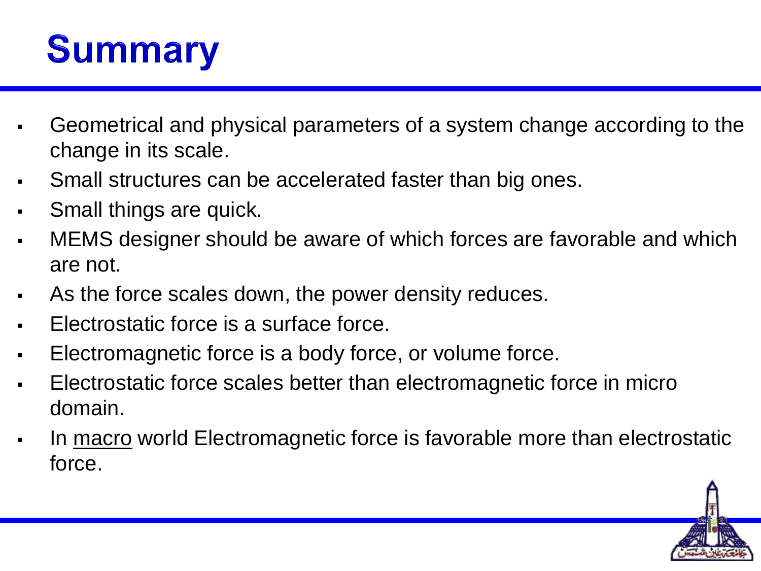# Summary

- Geometrical and physical parameters of a system change according to the change in its scale.
- Small structures can be accelerated faster than big ones.
- Small things are quick.
- MEMS designer should be aware of which forces are favorable and which are not.
- As the force scales down, the power density reduces.
- Electrostatic force is a surface force.
- Electromagnetic force is a body force, or volume force.
- Electrostatic force scales better than electromagnetic force in micro domain.
- In <u>macro</u> world Electromagnetic force is favorable more than electrostatic force.